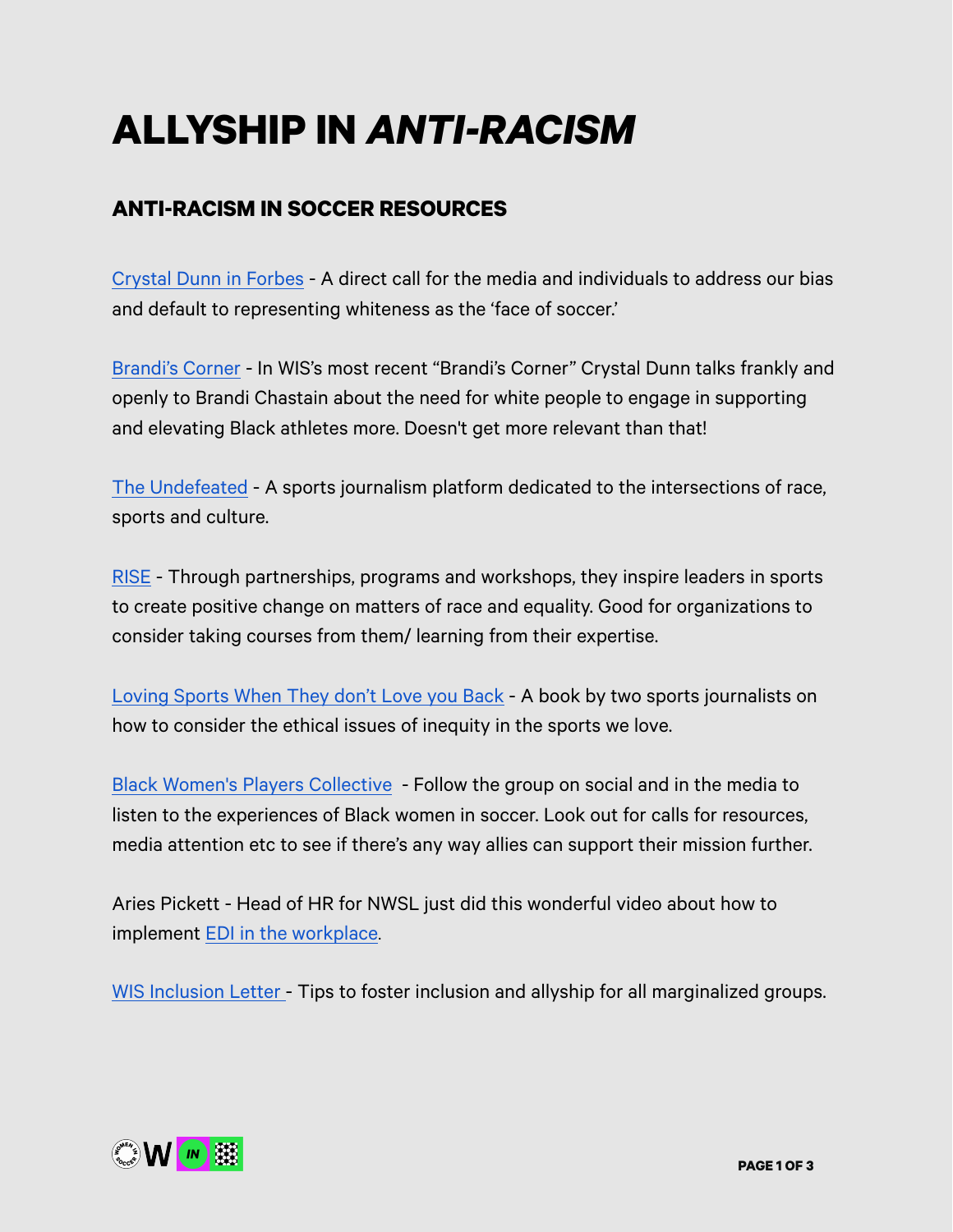# ALLYSHIP IN *ANTI-RACISM*

## ANTI-RACISM IN SOCCER RESOURCES

Crystal Dunn in Forbes - A direct call for the media and individuals to address our bias and default to representing whiteness as the 'face of soccer.'

Brandi's Corner - In WIS's most recent "Brandi's Corner" Crystal Dunn talks frankly and openly to Brandi Chastain about the need for white people to engage in supporting and elevating Black athletes more. Doesn't get more relevant than that!

The Undefeated - A sports journalism platform dedicated to the intersections of race, sports and culture.

RISE - Through partnerships, programs and workshops, they inspire leaders in sports to create positive change on matters of race and equality. Good for organizations to consider taking courses from them/ learning from their expertise.

Loving Sports When They don't Love you Back - A book by two sports journalists on how to consider the ethical issues of inequity in the sports we love.

Black Women's Players Collective - Follow the group on social and in the media to listen to the experiences of Black women in soccer. Look out for calls for resources, media attention etc to see if there's any way allies can support their mission further.

Aries Pickett - Head of HR for NWSL just did this wonderful video about how to implement EDI in the workplace.

WIS Inclusion Letter - Tips to foster inclusion and allyship for all marginalized groups.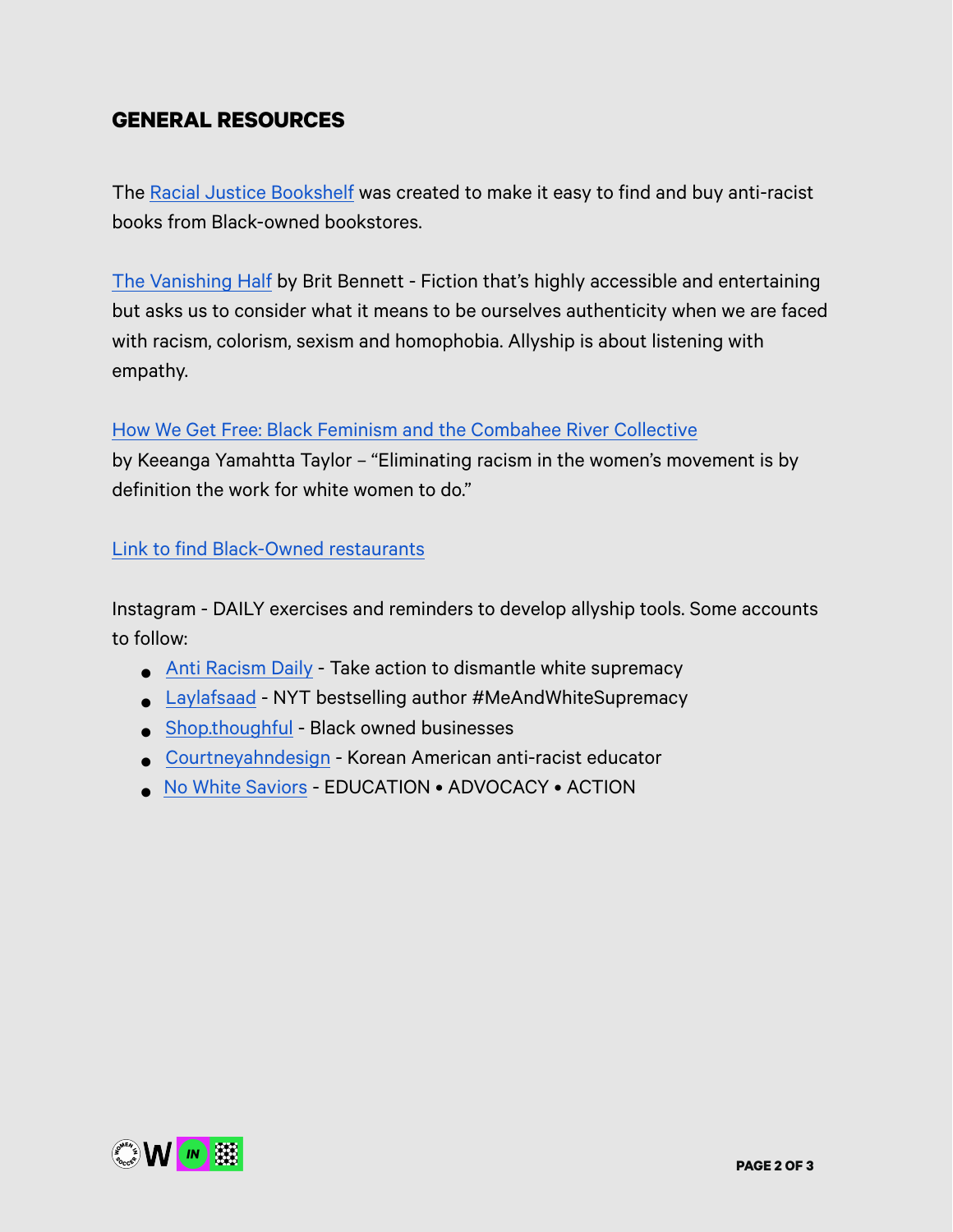## GENERAL RESOURCES

The Racial Justice Bookshelf was created to make it easy to find and buy anti-racist books from Black-owned bookstores.

The Vanishing Half by Brit Bennett - Fiction that's highly accessible and entertaining but asks us to consider what it means to be ourselves authenticity when we are faced with racism, colorism, sexism and homophobia. Allyship is about listening with empathy.

How We Get Free: Black Feminism and the Combahee River Collective by Keeanga Yamahtta Taylor – "Eliminating racism in the women's movement is by definition the work for white women to do."

Link to find Black-Owned restaurants

Instagram - DAILY exercises and reminders to develop allyship tools. Some accounts to follow:

- Anti Racism Daily - Take action to dismantle white supremacy
- Laylafsaad - NYT bestselling author #MeAndWhiteSupremacy
- Shop.thoughful - Black owned businesses
- Courtneyahndesign - Korean American anti-racist educator
- No White Saviors - EDUCATION • ADVOCACY • ACTION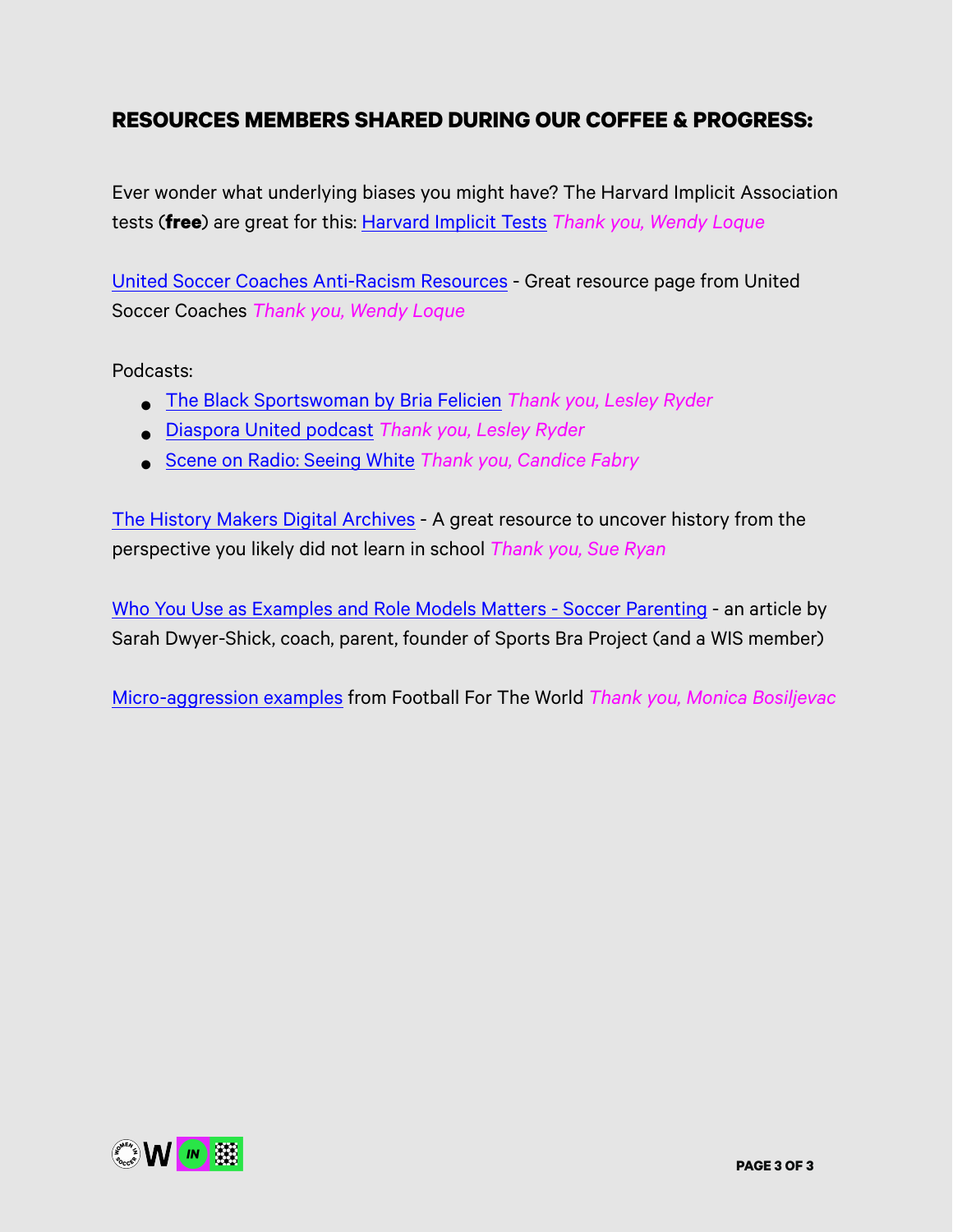## RESOURCES MEMBERS SHARED DURING OUR COFFEE & PROGRESS:

Ever wonder what underlying biases you might have? The Harvard Implicit Association tests (**free**) are great for this: Harvard Implicit Tests *Thank you, Wendy Loque*

United Soccer Coaches Anti-Racism Resources - Great resource page from United Soccer Coaches *Thank you, Wendy Loque*

Podcasts:

- The Black Sportswoman by Bria Felicien *Thank you, Lesley Ryder*
- Diaspora United podcast *Thank you, Lesley Ryder*
- Scene on Radio: Seeing White *Thank you, Candice Fabry*

The History Makers Digital Archives - A great resource to uncover history from the perspective you likely did not learn in school *Thank you, Sue Ryan*

Who You Use as Examples and Role Models Matters - Soccer Parenting - an article by Sarah Dwyer-Shick, coach, parent, founder of Sports Bra Project (and a WIS member)

Micro-aggression examples from Football For The World *Thank you, Monica Bosiljevac*